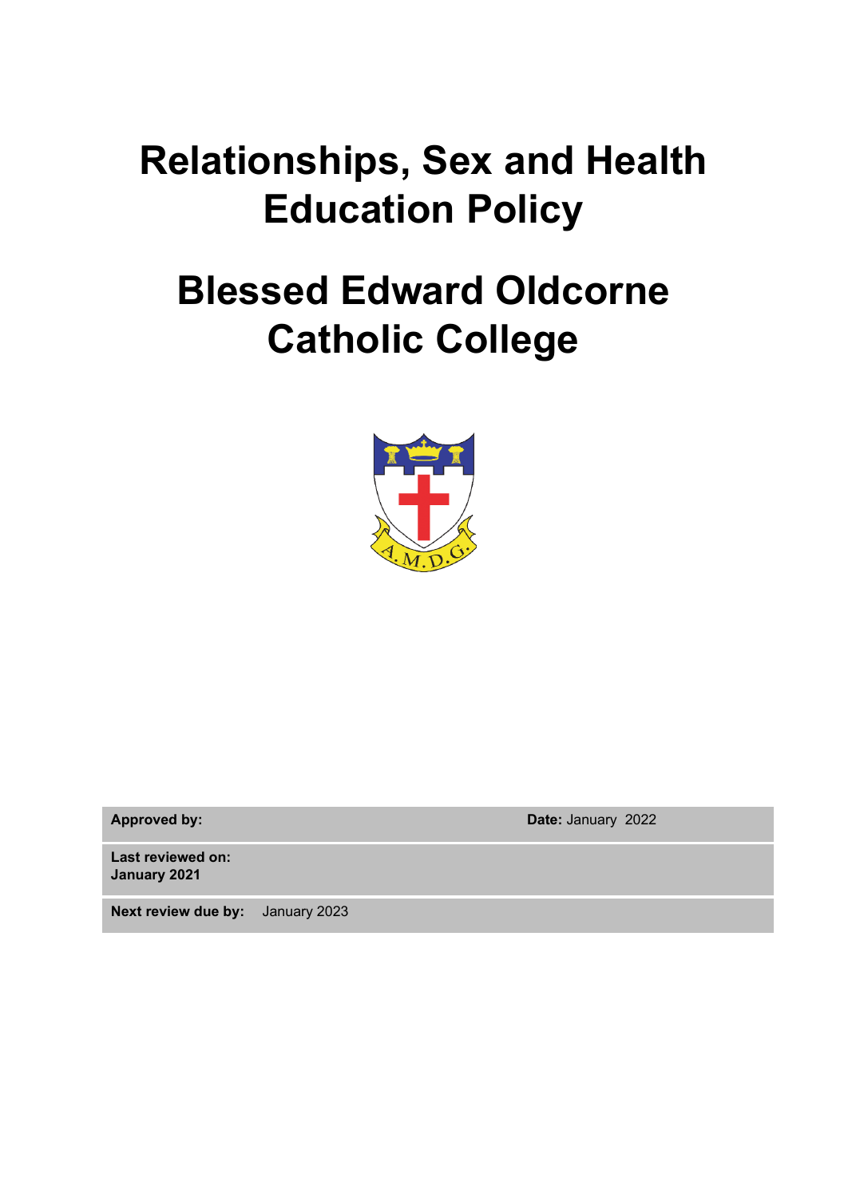# Relationships, Sex and Health Education Policy

# Blessed Edward Oldcorne Catholic College

| **Approved by:** | **Date:** January 2022 |
|---|---|
| **Last reviewed on: January 2021** | |
| **Next review due by:** January 2023 | |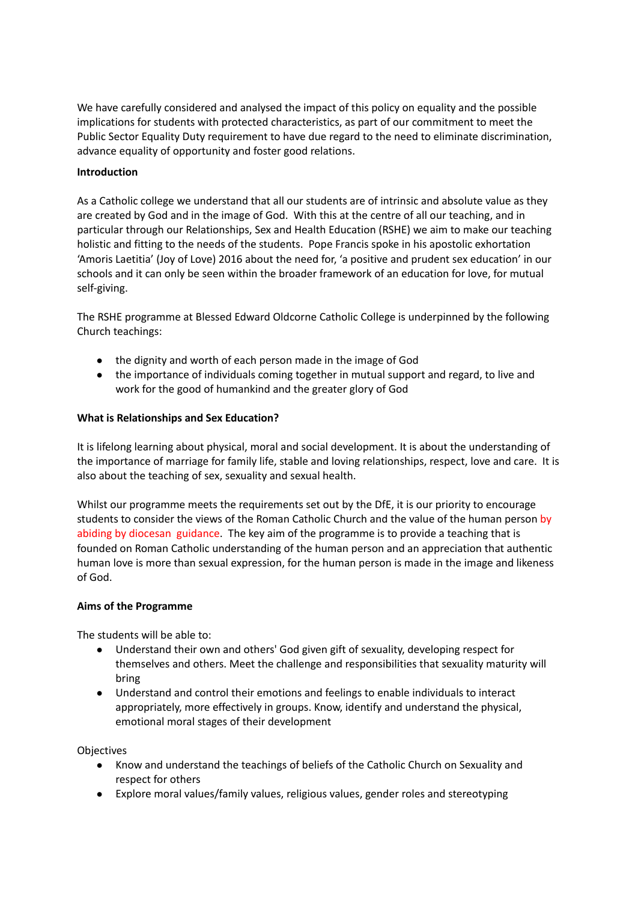We have carefully considered and analysed the impact of this policy on equality and the possible implications for students with protected characteristics, as part of our commitment to meet the Public Sector Equality Duty requirement to have due regard to the need to eliminate discrimination, advance equality of opportunity and foster good relations.

**Introduction**

As a Catholic college we understand that all our students are of intrinsic and absolute value as they are created by God and in the image of God. With this at the centre of all our teaching, and in particular through our Relationships, Sex and Health Education (RSHE) we aim to make our teaching holistic and fitting to the needs of the students. Pope Francis spoke in his apostolic exhortation 'Amoris Laetitia' (Joy of Love) 2016 about the need for, 'a positive and prudent sex education' in our schools and it can only be seen within the broader framework of an education for love, for mutual self-giving.

The RSHE programme at Blessed Edward Oldcorne Catholic College is underpinned by the following Church teachings:

- the dignity and worth of each person made in the image of God
- the importance of individuals coming together in mutual support and regard, to live and work for the good of humankind and the greater glory of God

**What is Relationships and Sex Education?**

It is lifelong learning about physical, moral and social development. It is about the understanding of the importance of marriage for family life, stable and loving relationships, respect, love and care. It is also about the teaching of sex, sexuality and sexual health.

Whilst our programme meets the requirements set out by the DfE, it is our priority to encourage students to consider the views of the Roman Catholic Church and the value of the human person by abiding by diocesan guidance. The key aim of the programme is to provide a teaching that is founded on Roman Catholic understanding of the human person and an appreciation that authentic human love is more than sexual expression, for the human person is made in the image and likeness of God.

**Aims of the Programme**

The students will be able to:

- Understand their own and others' God given gift of sexuality, developing respect for themselves and others. Meet the challenge and responsibilities that sexuality maturity will bring
- Understand and control their emotions and feelings to enable individuals to interact appropriately, more effectively in groups. Know, identify and understand the physical, emotional moral stages of their development

Objectives

- Know and understand the teachings of beliefs of the Catholic Church on Sexuality and respect for others
- Explore moral values/family values, religious values, gender roles and stereotyping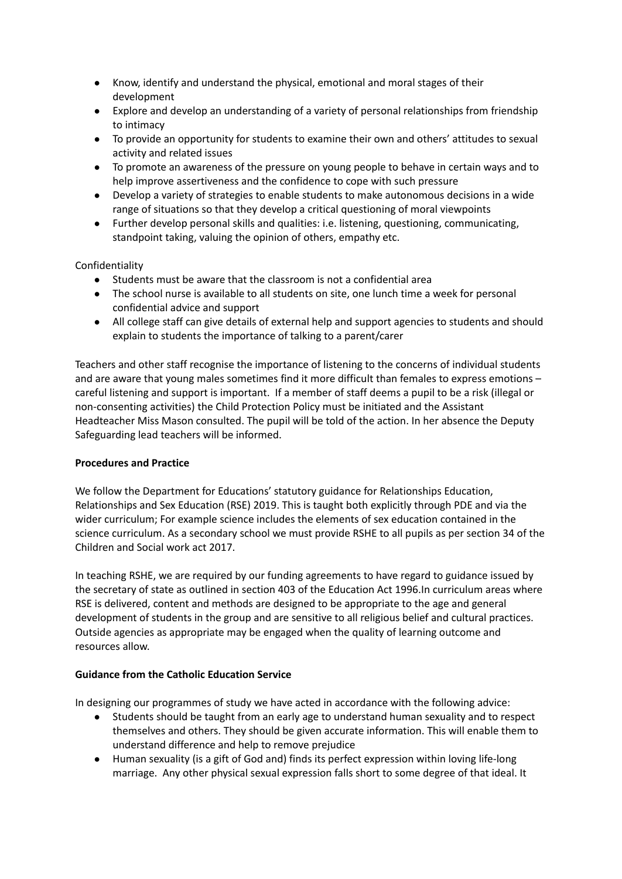- Know, identify and understand the physical, emotional and moral stages of their development
- Explore and develop an understanding of a variety of personal relationships from friendship to intimacy
- To provide an opportunity for students to examine their own and others' attitudes to sexual activity and related issues
- To promote an awareness of the pressure on young people to behave in certain ways and to help improve assertiveness and the confidence to cope with such pressure
- Develop a variety of strategies to enable students to make autonomous decisions in a wide range of situations so that they develop a critical questioning of moral viewpoints
- Further develop personal skills and qualities: i.e. listening, questioning, communicating, standpoint taking, valuing the opinion of others, empathy etc.

Confidentiality

- Students must be aware that the classroom is not a confidential area
- The school nurse is available to all students on site, one lunch time a week for personal confidential advice and support
- All college staff can give details of external help and support agencies to students and should explain to students the importance of talking to a parent/carer

Teachers and other staff recognise the importance of listening to the concerns of individual students and are aware that young males sometimes find it more difficult than females to express emotions – careful listening and support is important. If a member of staff deems a pupil to be a risk (illegal or non-consenting activities) the Child Protection Policy must be initiated and the Assistant Headteacher Miss Mason consulted. The pupil will be told of the action. In her absence the Deputy Safeguarding lead teachers will be informed.

**Procedures and Practice**

We follow the Department for Educations' statutory guidance for Relationships Education, Relationships and Sex Education (RSE) 2019. This is taught both explicitly through PDE and via the wider curriculum; For example science includes the elements of sex education contained in the science curriculum. As a secondary school we must provide RSHE to all pupils as per section 34 of the Children and Social work act 2017.

In teaching RSHE, we are required by our funding agreements to have regard to guidance issued by the secretary of state as outlined in section 403 of the Education Act 1996.In curriculum areas where RSE is delivered, content and methods are designed to be appropriate to the age and general development of students in the group and are sensitive to all religious belief and cultural practices. Outside agencies as appropriate may be engaged when the quality of learning outcome and resources allow.

**Guidance from the Catholic Education Service**

In designing our programmes of study we have acted in accordance with the following advice:

- Students should be taught from an early age to understand human sexuality and to respect themselves and others. They should be given accurate information. This will enable them to understand difference and help to remove prejudice
- Human sexuality (is a gift of God and) finds its perfect expression within loving life-long marriage. Any other physical sexual expression falls short to some degree of that ideal. It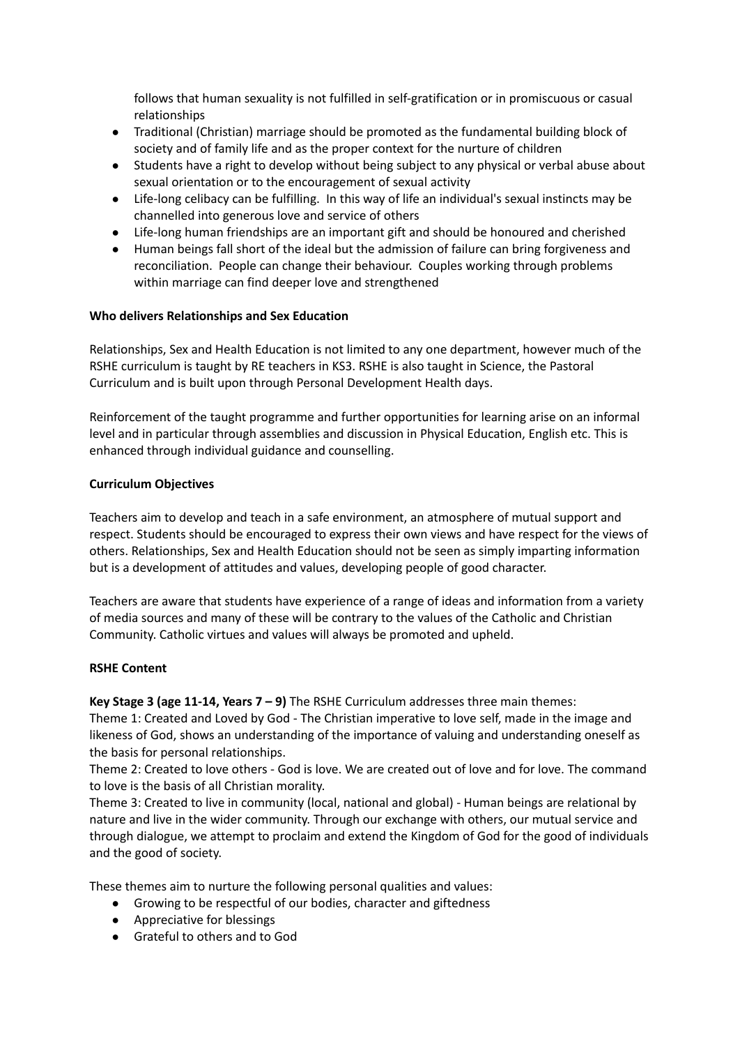follows that human sexuality is not fulfilled in self-gratification or in promiscuous or casual relationships

- Traditional (Christian) marriage should be promoted as the fundamental building block of society and of family life and as the proper context for the nurture of children
- Students have a right to develop without being subject to any physical or verbal abuse about sexual orientation or to the encouragement of sexual activity
- Life-long celibacy can be fulfilling. In this way of life an individual's sexual instincts may be channelled into generous love and service of others
- Life-long human friendships are an important gift and should be honoured and cherished
- Human beings fall short of the ideal but the admission of failure can bring forgiveness and reconciliation. People can change their behaviour. Couples working through problems within marriage can find deeper love and strengthened

**Who delivers Relationships and Sex Education**

Relationships, Sex and Health Education is not limited to any one department, however much of the RSHE curriculum is taught by RE teachers in KS3. RSHE is also taught in Science, the Pastoral Curriculum and is built upon through Personal Development Health days.

Reinforcement of the taught programme and further opportunities for learning arise on an informal level and in particular through assemblies and discussion in Physical Education, English etc. This is enhanced through individual guidance and counselling.

**Curriculum Objectives**

Teachers aim to develop and teach in a safe environment, an atmosphere of mutual support and respect. Students should be encouraged to express their own views and have respect for the views of others. Relationships, Sex and Health Education should not be seen as simply imparting information but is a development of attitudes and values, developing people of good character.

Teachers are aware that students have experience of a range of ideas and information from a variety of media sources and many of these will be contrary to the values of the Catholic and Christian Community. Catholic virtues and values will always be promoted and upheld.

**RSHE Content**

**Key Stage 3 (age 11-14, Years 7 – 9)** The RSHE Curriculum addresses three main themes:
Theme 1: Created and Loved by God - The Christian imperative to love self, made in the image and likeness of God, shows an understanding of the importance of valuing and understanding oneself as the basis for personal relationships.
Theme 2: Created to love others - God is love. We are created out of love and for love. The command to love is the basis of all Christian morality.
Theme 3: Created to live in community (local, national and global) - Human beings are relational by nature and live in the wider community. Through our exchange with others, our mutual service and through dialogue, we attempt to proclaim and extend the Kingdom of God for the good of individuals and the good of society.

These themes aim to nurture the following personal qualities and values:

- Growing to be respectful of our bodies, character and giftedness
- Appreciative for blessings
- Grateful to others and to God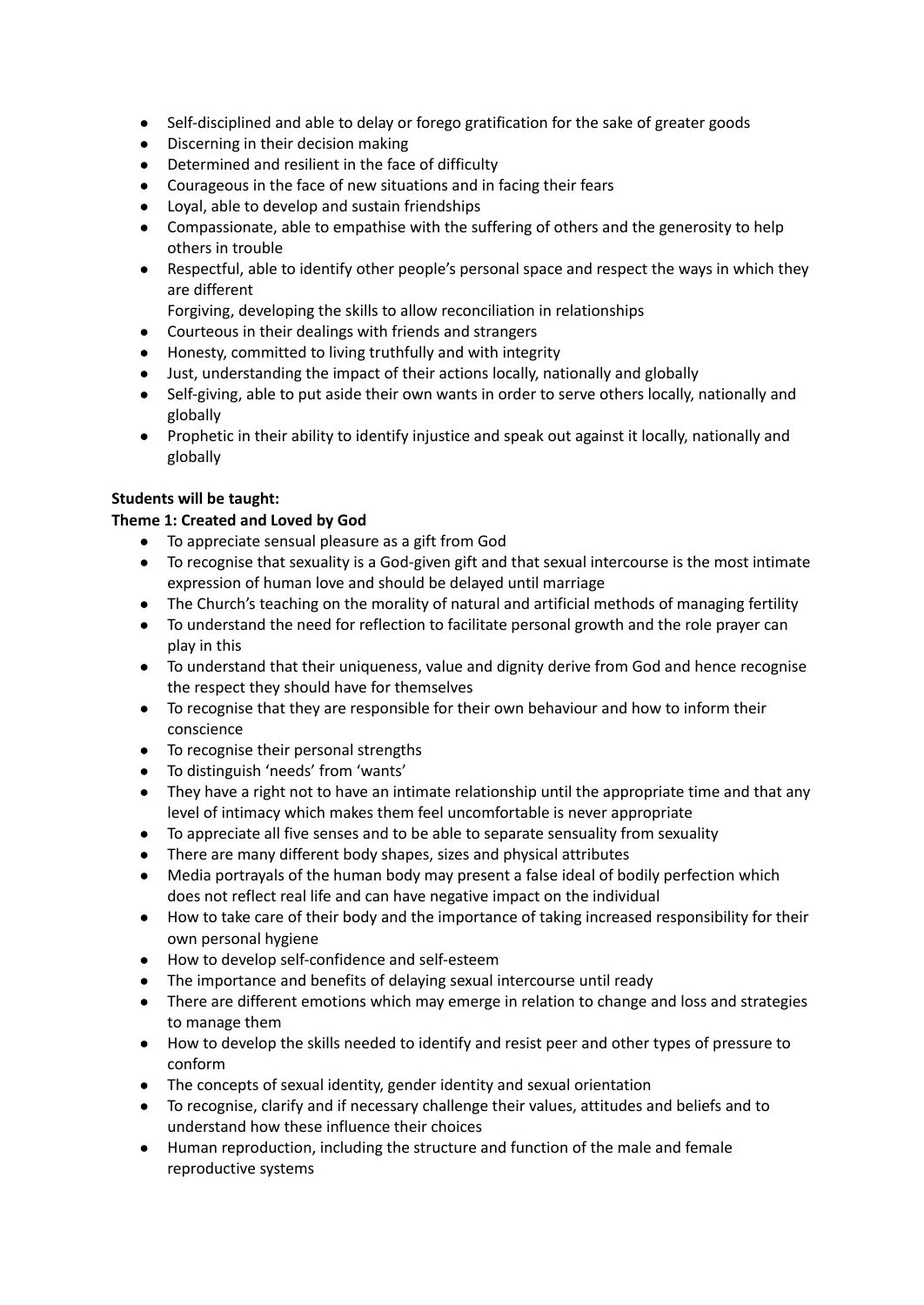- Self-disciplined and able to delay or forego gratification for the sake of greater goods
- Discerning in their decision making
- Determined and resilient in the face of difficulty
- Courageous in the face of new situations and in facing their fears
- Loyal, able to develop and sustain friendships
- Compassionate, able to empathise with the suffering of others and the generosity to help others in trouble
- Respectful, able to identify other people's personal space and respect the ways in which they are different
  Forgiving, developing the skills to allow reconciliation in relationships
- Courteous in their dealings with friends and strangers
- Honesty, committed to living truthfully and with integrity
- Just, understanding the impact of their actions locally, nationally and globally
- Self-giving, able to put aside their own wants in order to serve others locally, nationally and globally
- Prophetic in their ability to identify injustice and speak out against it locally, nationally and globally

**Students will be taught:**

**Theme 1: Created and Loved by God**

- To appreciate sensual pleasure as a gift from God
- To recognise that sexuality is a God-given gift and that sexual intercourse is the most intimate expression of human love and should be delayed until marriage
- The Church's teaching on the morality of natural and artificial methods of managing fertility
- To understand the need for reflection to facilitate personal growth and the role prayer can play in this
- To understand that their uniqueness, value and dignity derive from God and hence recognise the respect they should have for themselves
- To recognise that they are responsible for their own behaviour and how to inform their conscience
- To recognise their personal strengths
- To distinguish 'needs' from 'wants'
- They have a right not to have an intimate relationship until the appropriate time and that any level of intimacy which makes them feel uncomfortable is never appropriate
- To appreciate all five senses and to be able to separate sensuality from sexuality
- There are many different body shapes, sizes and physical attributes
- Media portrayals of the human body may present a false ideal of bodily perfection which does not reflect real life and can have negative impact on the individual
- How to take care of their body and the importance of taking increased responsibility for their own personal hygiene
- How to develop self-confidence and self-esteem
- The importance and benefits of delaying sexual intercourse until ready
- There are different emotions which may emerge in relation to change and loss and strategies to manage them
- How to develop the skills needed to identify and resist peer and other types of pressure to conform
- The concepts of sexual identity, gender identity and sexual orientation
- To recognise, clarify and if necessary challenge their values, attitudes and beliefs and to understand how these influence their choices
- Human reproduction, including the structure and function of the male and female reproductive systems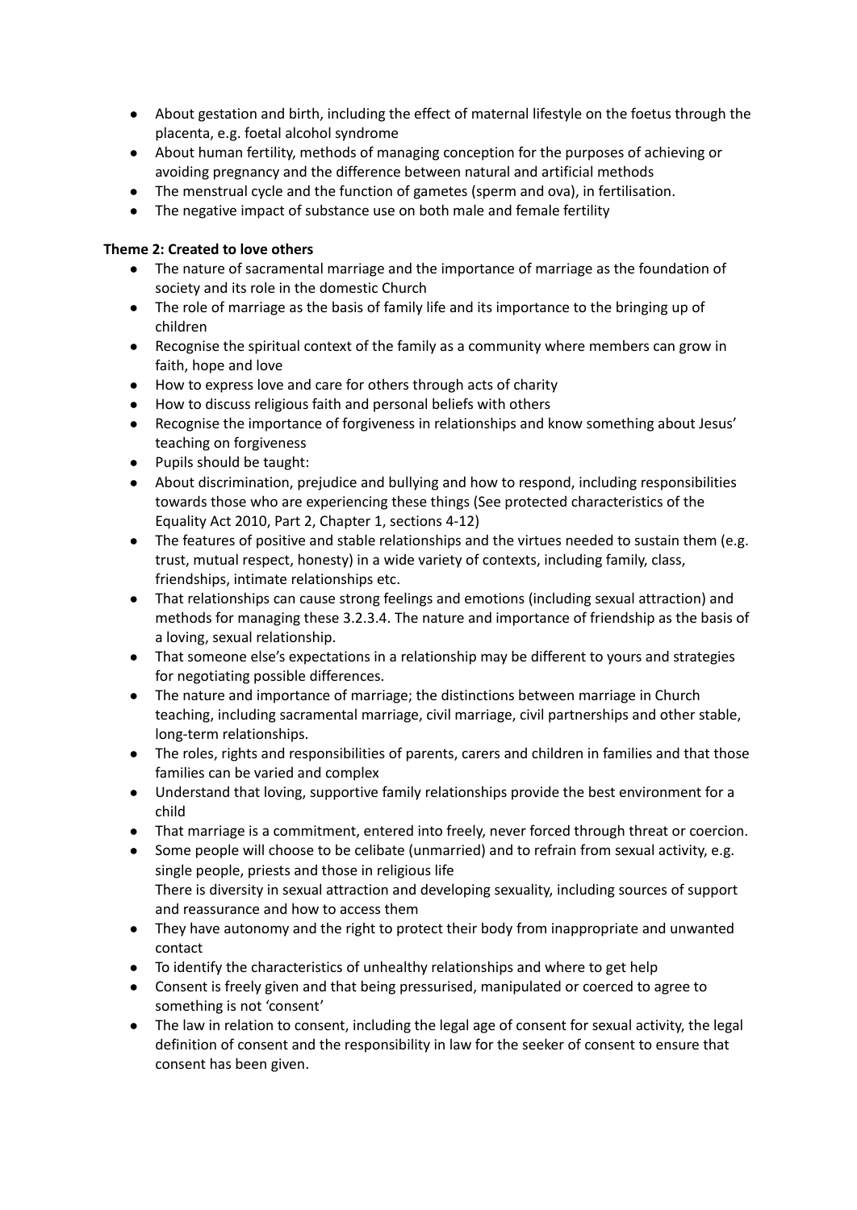- About gestation and birth, including the effect of maternal lifestyle on the foetus through the placenta, e.g. foetal alcohol syndrome
- About human fertility, methods of managing conception for the purposes of achieving or avoiding pregnancy and the difference between natural and artificial methods
- The menstrual cycle and the function of gametes (sperm and ova), in fertilisation.
- The negative impact of substance use on both male and female fertility

**Theme 2: Created to love others**

- The nature of sacramental marriage and the importance of marriage as the foundation of society and its role in the domestic Church
- The role of marriage as the basis of family life and its importance to the bringing up of children
- Recognise the spiritual context of the family as a community where members can grow in faith, hope and love
- How to express love and care for others through acts of charity
- How to discuss religious faith and personal beliefs with others
- Recognise the importance of forgiveness in relationships and know something about Jesus' teaching on forgiveness
- Pupils should be taught:
- About discrimination, prejudice and bullying and how to respond, including responsibilities towards those who are experiencing these things (See protected characteristics of the Equality Act 2010, Part 2, Chapter 1, sections 4-12)
- The features of positive and stable relationships and the virtues needed to sustain them (e.g. trust, mutual respect, honesty) in a wide variety of contexts, including family, class, friendships, intimate relationships etc.
- That relationships can cause strong feelings and emotions (including sexual attraction) and methods for managing these 3.2.3.4. The nature and importance of friendship as the basis of a loving, sexual relationship.
- That someone else's expectations in a relationship may be different to yours and strategies for negotiating possible differences.
- The nature and importance of marriage; the distinctions between marriage in Church teaching, including sacramental marriage, civil marriage, civil partnerships and other stable, long-term relationships.
- The roles, rights and responsibilities of parents, carers and children in families and that those families can be varied and complex
- Understand that loving, supportive family relationships provide the best environment for a child
- That marriage is a commitment, entered into freely, never forced through threat or coercion.
- Some people will choose to be celibate (unmarried) and to refrain from sexual activity, e.g. single people, priests and those in religious life
  There is diversity in sexual attraction and developing sexuality, including sources of support and reassurance and how to access them
- They have autonomy and the right to protect their body from inappropriate and unwanted contact
- To identify the characteristics of unhealthy relationships and where to get help
- Consent is freely given and that being pressurised, manipulated or coerced to agree to something is not 'consent'
- The law in relation to consent, including the legal age of consent for sexual activity, the legal definition of consent and the responsibility in law for the seeker of consent to ensure that consent has been given.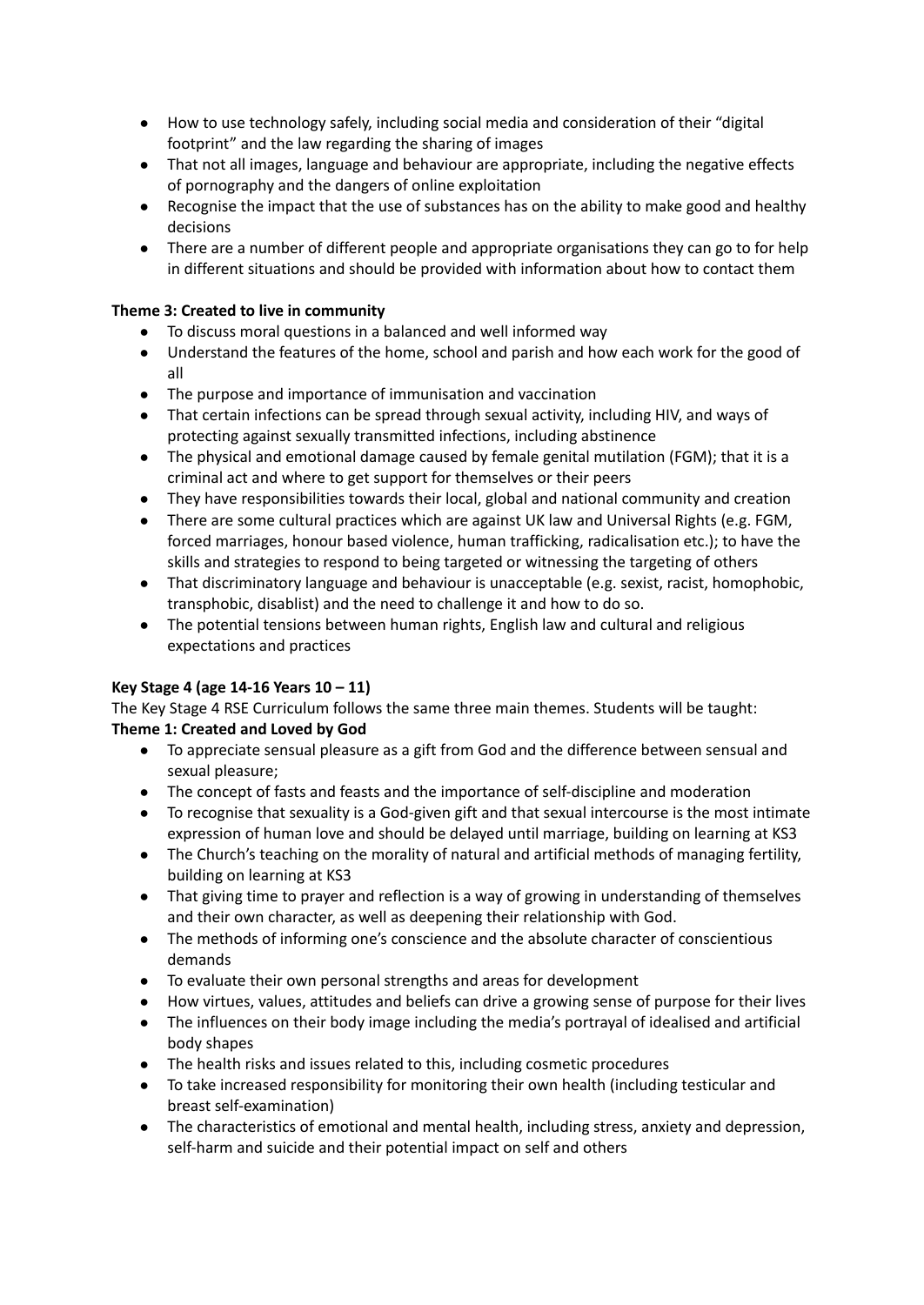- How to use technology safely, including social media and consideration of their "digital footprint" and the law regarding the sharing of images
- That not all images, language and behaviour are appropriate, including the negative effects of pornography and the dangers of online exploitation
- Recognise the impact that the use of substances has on the ability to make good and healthy decisions
- There are a number of different people and appropriate organisations they can go to for help in different situations and should be provided with information about how to contact them

**Theme 3: Created to live in community**

- To discuss moral questions in a balanced and well informed way
- Understand the features of the home, school and parish and how each work for the good of all
- The purpose and importance of immunisation and vaccination
- That certain infections can be spread through sexual activity, including HIV, and ways of protecting against sexually transmitted infections, including abstinence
- The physical and emotional damage caused by female genital mutilation (FGM); that it is a criminal act and where to get support for themselves or their peers
- They have responsibilities towards their local, global and national community and creation
- There are some cultural practices which are against UK law and Universal Rights (e.g. FGM, forced marriages, honour based violence, human trafficking, radicalisation etc.); to have the skills and strategies to respond to being targeted or witnessing the targeting of others
- That discriminatory language and behaviour is unacceptable (e.g. sexist, racist, homophobic, transphobic, disablist) and the need to challenge it and how to do so.
- The potential tensions between human rights, English law and cultural and religious expectations and practices

**Key Stage 4 (age 14-16 Years 10 – 11)**

The Key Stage 4 RSE Curriculum follows the same three main themes. Students will be taught:

**Theme 1: Created and Loved by God**

- To appreciate sensual pleasure as a gift from God and the difference between sensual and sexual pleasure;
- The concept of fasts and feasts and the importance of self-discipline and moderation
- To recognise that sexuality is a God-given gift and that sexual intercourse is the most intimate expression of human love and should be delayed until marriage, building on learning at KS3
- The Church's teaching on the morality of natural and artificial methods of managing fertility, building on learning at KS3
- That giving time to prayer and reflection is a way of growing in understanding of themselves and their own character, as well as deepening their relationship with God.
- The methods of informing one's conscience and the absolute character of conscientious demands
- To evaluate their own personal strengths and areas for development
- How virtues, values, attitudes and beliefs can drive a growing sense of purpose for their lives
- The influences on their body image including the media's portrayal of idealised and artificial body shapes
- The health risks and issues related to this, including cosmetic procedures
- To take increased responsibility for monitoring their own health (including testicular and breast self-examination)
- The characteristics of emotional and mental health, including stress, anxiety and depression, self-harm and suicide and their potential impact on self and others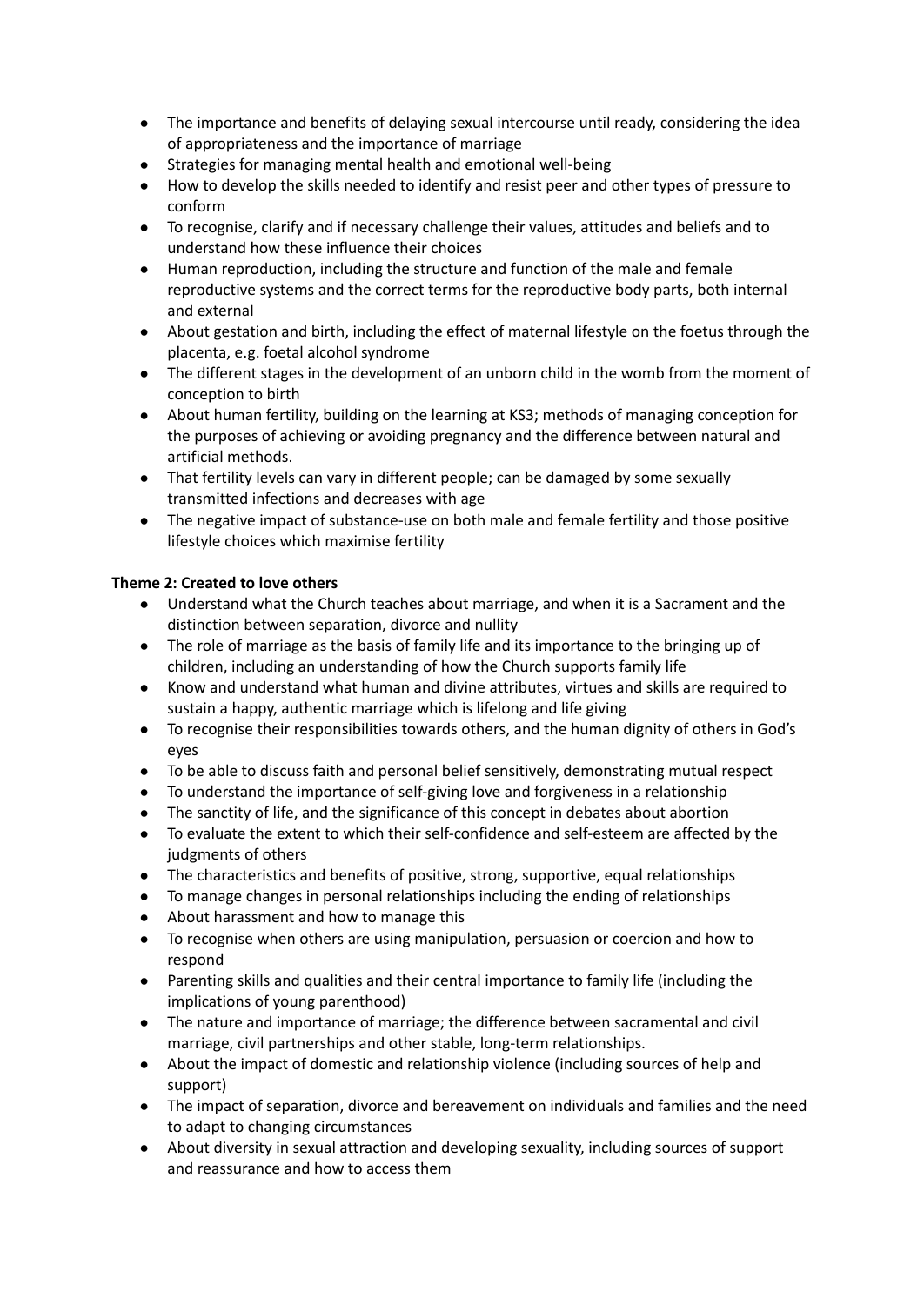- The importance and benefits of delaying sexual intercourse until ready, considering the idea of appropriateness and the importance of marriage
- Strategies for managing mental health and emotional well-being
- How to develop the skills needed to identify and resist peer and other types of pressure to conform
- To recognise, clarify and if necessary challenge their values, attitudes and beliefs and to understand how these influence their choices
- Human reproduction, including the structure and function of the male and female reproductive systems and the correct terms for the reproductive body parts, both internal and external
- About gestation and birth, including the effect of maternal lifestyle on the foetus through the placenta, e.g. foetal alcohol syndrome
- The different stages in the development of an unborn child in the womb from the moment of conception to birth
- About human fertility, building on the learning at KS3; methods of managing conception for the purposes of achieving or avoiding pregnancy and the difference between natural and artificial methods.
- That fertility levels can vary in different people; can be damaged by some sexually transmitted infections and decreases with age
- The negative impact of substance-use on both male and female fertility and those positive lifestyle choices which maximise fertility

**Theme 2: Created to love others**

- Understand what the Church teaches about marriage, and when it is a Sacrament and the distinction between separation, divorce and nullity
- The role of marriage as the basis of family life and its importance to the bringing up of children, including an understanding of how the Church supports family life
- Know and understand what human and divine attributes, virtues and skills are required to sustain a happy, authentic marriage which is lifelong and life giving
- To recognise their responsibilities towards others, and the human dignity of others in God's eyes
- To be able to discuss faith and personal belief sensitively, demonstrating mutual respect
- To understand the importance of self-giving love and forgiveness in a relationship
- The sanctity of life, and the significance of this concept in debates about abortion
- To evaluate the extent to which their self-confidence and self-esteem are affected by the judgments of others
- The characteristics and benefits of positive, strong, supportive, equal relationships
- To manage changes in personal relationships including the ending of relationships
- About harassment and how to manage this
- To recognise when others are using manipulation, persuasion or coercion and how to respond
- Parenting skills and qualities and their central importance to family life (including the implications of young parenthood)
- The nature and importance of marriage; the difference between sacramental and civil marriage, civil partnerships and other stable, long-term relationships.
- About the impact of domestic and relationship violence (including sources of help and support)
- The impact of separation, divorce and bereavement on individuals and families and the need to adapt to changing circumstances
- About diversity in sexual attraction and developing sexuality, including sources of support and reassurance and how to access them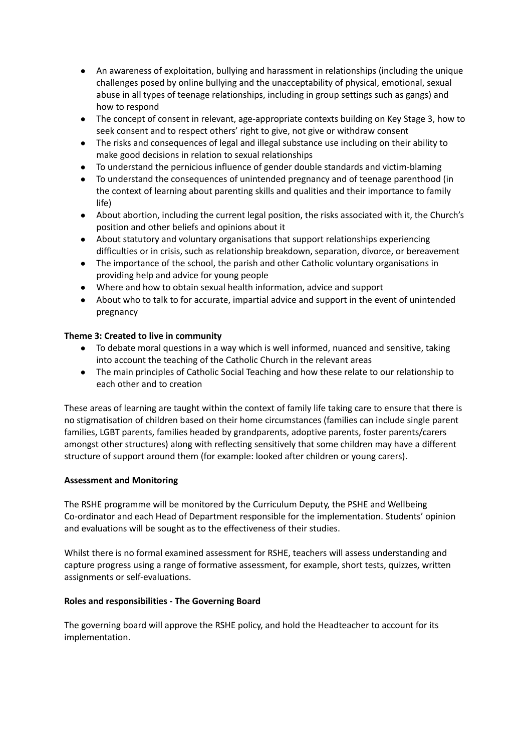- An awareness of exploitation, bullying and harassment in relationships (including the unique challenges posed by online bullying and the unacceptability of physical, emotional, sexual abuse in all types of teenage relationships, including in group settings such as gangs) and how to respond
- The concept of consent in relevant, age-appropriate contexts building on Key Stage 3, how to seek consent and to respect others' right to give, not give or withdraw consent
- The risks and consequences of legal and illegal substance use including on their ability to make good decisions in relation to sexual relationships
- To understand the pernicious influence of gender double standards and victim-blaming
- To understand the consequences of unintended pregnancy and of teenage parenthood (in the context of learning about parenting skills and qualities and their importance to family life)
- About abortion, including the current legal position, the risks associated with it, the Church's position and other beliefs and opinions about it
- About statutory and voluntary organisations that support relationships experiencing difficulties or in crisis, such as relationship breakdown, separation, divorce, or bereavement
- The importance of the school, the parish and other Catholic voluntary organisations in providing help and advice for young people
- Where and how to obtain sexual health information, advice and support
- About who to talk to for accurate, impartial advice and support in the event of unintended pregnancy

**Theme 3: Created to live in community**

- To debate moral questions in a way which is well informed, nuanced and sensitive, taking into account the teaching of the Catholic Church in the relevant areas
- The main principles of Catholic Social Teaching and how these relate to our relationship to each other and to creation

These areas of learning are taught within the context of family life taking care to ensure that there is no stigmatisation of children based on their home circumstances (families can include single parent families, LGBT parents, families headed by grandparents, adoptive parents, foster parents/carers amongst other structures) along with reflecting sensitively that some children may have a different structure of support around them (for example: looked after children or young carers).

**Assessment and Monitoring**

The RSHE programme will be monitored by the Curriculum Deputy, the PSHE and Wellbeing Co-ordinator and each Head of Department responsible for the implementation. Students' opinion and evaluations will be sought as to the effectiveness of their studies.

Whilst there is no formal examined assessment for RSHE, teachers will assess understanding and capture progress using a range of formative assessment, for example, short tests, quizzes, written assignments or self-evaluations.

**Roles and responsibilities - The Governing Board**

The governing board will approve the RSHE policy, and hold the Headteacher to account for its implementation.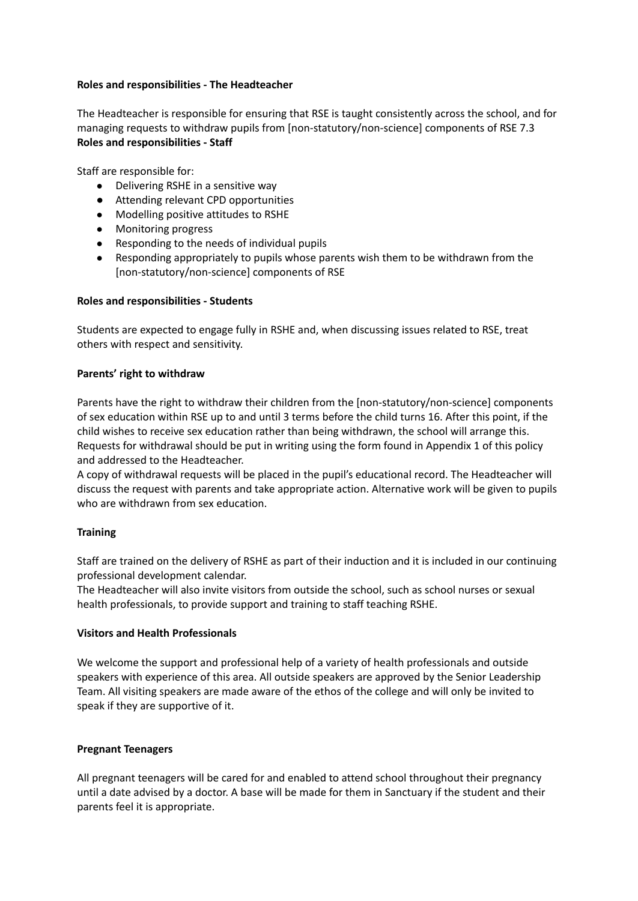**Roles and responsibilities - The Headteacher**

The Headteacher is responsible for ensuring that RSE is taught consistently across the school, and for managing requests to withdraw pupils from [non-statutory/non-science] components of RSE 7.3

**Roles and responsibilities - Staff**

Staff are responsible for:

- Delivering RSHE in a sensitive way
- Attending relevant CPD opportunities
- Modelling positive attitudes to RSHE
- Monitoring progress
- Responding to the needs of individual pupils
- Responding appropriately to pupils whose parents wish them to be withdrawn from the [non-statutory/non-science] components of RSE

**Roles and responsibilities - Students**

Students are expected to engage fully in RSHE and, when discussing issues related to RSE, treat others with respect and sensitivity.

**Parents' right to withdraw**

Parents have the right to withdraw their children from the [non-statutory/non-science] components of sex education within RSE up to and until 3 terms before the child turns 16. After this point, if the child wishes to receive sex education rather than being withdrawn, the school will arrange this. Requests for withdrawal should be put in writing using the form found in Appendix 1 of this policy and addressed to the Headteacher.

A copy of withdrawal requests will be placed in the pupil's educational record. The Headteacher will discuss the request with parents and take appropriate action. Alternative work will be given to pupils who are withdrawn from sex education.

**Training**

Staff are trained on the delivery of RSHE as part of their induction and it is included in our continuing professional development calendar.

The Headteacher will also invite visitors from outside the school, such as school nurses or sexual health professionals, to provide support and training to staff teaching RSHE.

**Visitors and Health Professionals**

We welcome the support and professional help of a variety of health professionals and outside speakers with experience of this area. All outside speakers are approved by the Senior Leadership Team. All visiting speakers are made aware of the ethos of the college and will only be invited to speak if they are supportive of it.

**Pregnant Teenagers**

All pregnant teenagers will be cared for and enabled to attend school throughout their pregnancy until a date advised by a doctor. A base will be made for them in Sanctuary if the student and their parents feel it is appropriate.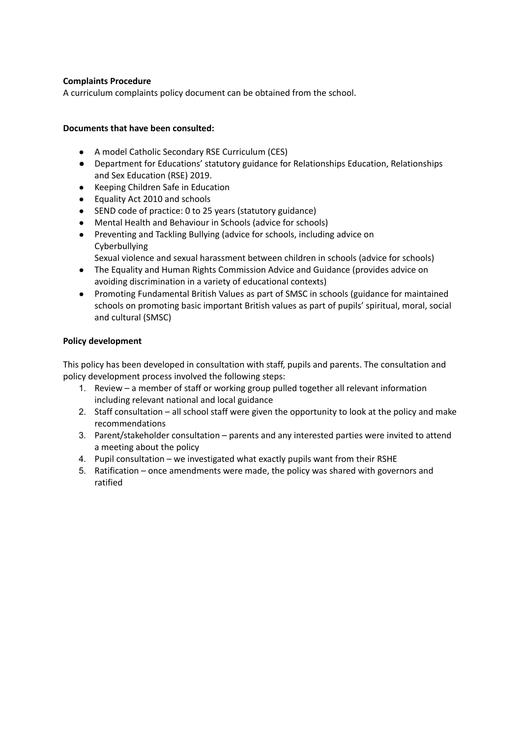**Complaints Procedure**

A curriculum complaints policy document can be obtained from the school.

**Documents that have been consulted:**

- A model Catholic Secondary RSE Curriculum (CES)
- Department for Educations' statutory guidance for Relationships Education, Relationships and Sex Education (RSE) 2019.
- Keeping Children Safe in Education
- Equality Act 2010 and schools
- SEND code of practice: 0 to 25 years (statutory guidance)
- Mental Health and Behaviour in Schools (advice for schools)
- Preventing and Tackling Bullying (advice for schools, including advice on Cyberbullying
  Sexual violence and sexual harassment between children in schools (advice for schools)
- The Equality and Human Rights Commission Advice and Guidance (provides advice on avoiding discrimination in a variety of educational contexts)
- Promoting Fundamental British Values as part of SMSC in schools (guidance for maintained schools on promoting basic important British values as part of pupils' spiritual, moral, social and cultural (SMSC)

**Policy development**

This policy has been developed in consultation with staff, pupils and parents. The consultation and policy development process involved the following steps:

1. Review – a member of staff or working group pulled together all relevant information including relevant national and local guidance
2. Staff consultation – all school staff were given the opportunity to look at the policy and make recommendations
3. Parent/stakeholder consultation – parents and any interested parties were invited to attend a meeting about the policy
4. Pupil consultation – we investigated what exactly pupils want from their RSHE
5. Ratification – once amendments were made, the policy was shared with governors and ratified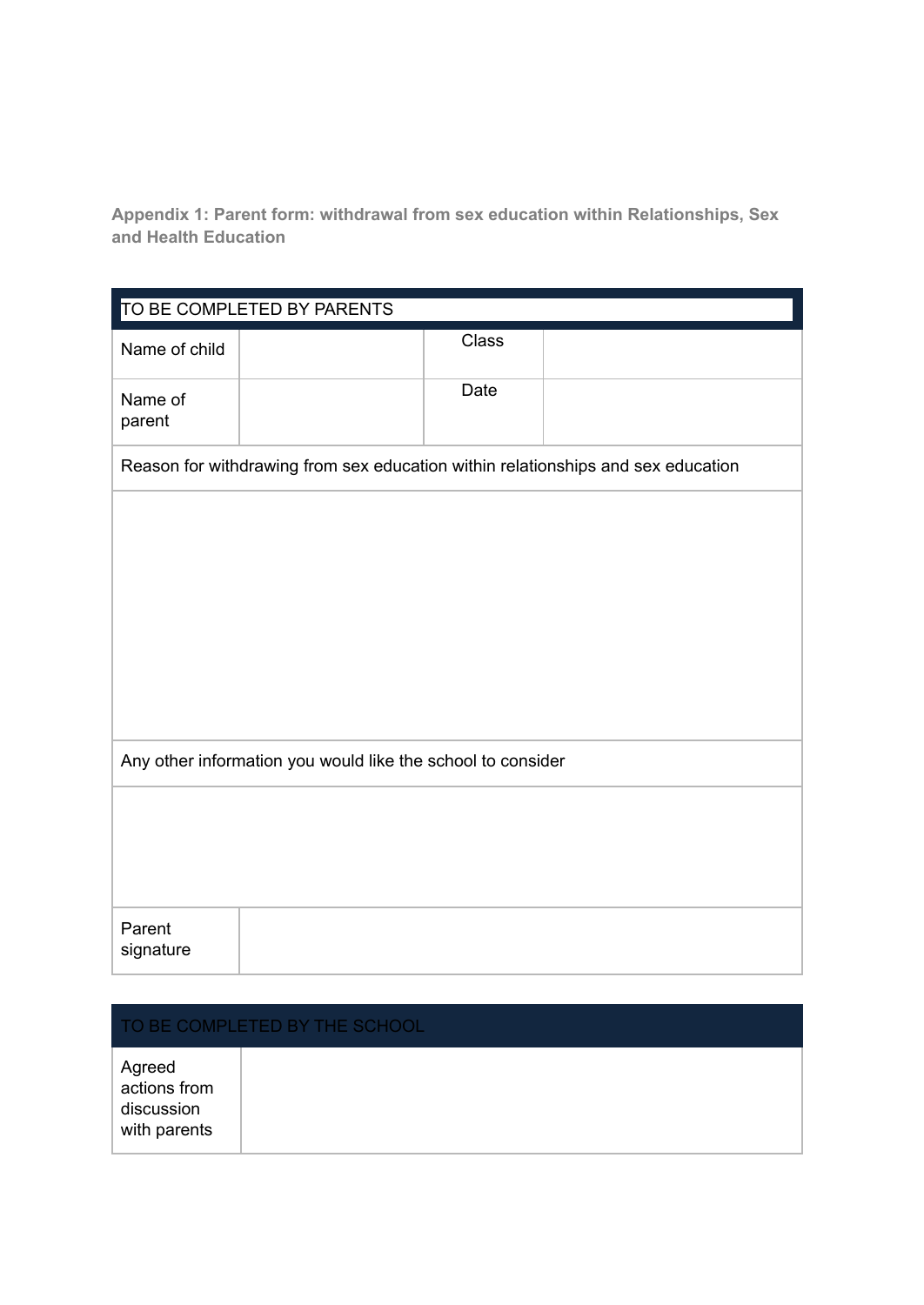**Appendix 1: Parent form: withdrawal from sex education within Relationships, Sex and Health Education**

| TO BE COMPLETED BY PARENTS | | | |
|---|---|---|---|
| Name of child | | Class | |
| Name of parent | | Date | |
| Reason for withdrawing from sex education within relationships and sex education | | | |
| | | | |
| Any other information you would like the school to consider | | | |
| | | | |
| Parent signature | | | |

| TO BE COMPLETED BY THE SCHOOL | |
|---|---|
| Agreed actions from discussion with parents | |